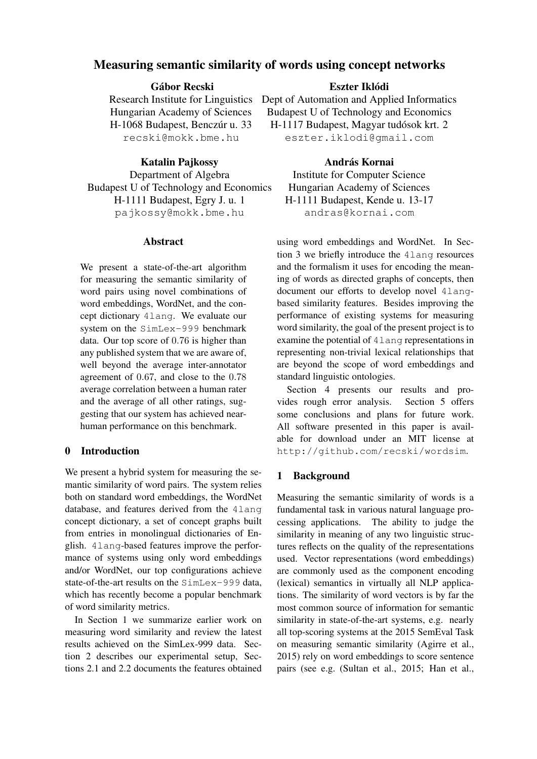# Measuring semantic similarity of words using concept networks

**Gábor Recski**
Research Institute for Linguistics
Hungarian Academy of Sciences
H-1068 Budapest, Benczúr u. 33
recski@mokk.bme.hu

**Eszter Iklódi**
Dept of Automation and Applied Informatics
Budapest U of Technology and Economics
H-1117 Budapest, Magyar tudósok krt. 2
eszter.iklodi@gmail.com

**Katalin Pajkossy**
Department of Algebra
Budapest U of Technology and Economics
H-1111 Budapest, Egry J. u. 1
pajkossy@mokk.bme.hu

**András Kornai**
Institute for Computer Science
Hungarian Academy of Sciences
H-1111 Budapest, Kende u. 13-17
andras@kornai.com

## Abstract

We present a state-of-the-art algorithm for measuring the semantic similarity of word pairs using novel combinations of word embeddings, WordNet, and the concept dictionary 4lang. We evaluate our system on the SimLex-999 benchmark data. Our top score of 0.76 is higher than any published system that we are aware of, well beyond the average inter-annotator agreement of 0.67, and close to the 0.78 average correlation between a human rater and the average of all other ratings, suggesting that our system has achieved near-human performance on this benchmark.

## 0 Introduction

We present a hybrid system for measuring the semantic similarity of word pairs. The system relies both on standard word embeddings, the WordNet database, and features derived from the 4lang concept dictionary, a set of concept graphs built from entries in monolingual dictionaries of English. 4lang-based features improve the performance of systems using only word embeddings and/or WordNet, our top configurations achieve state-of-the-art results on the SimLex-999 data, which has recently become a popular benchmark of word similarity metrics.

In Section 1 we summarize earlier work on measuring word similarity and review the latest results achieved on the SimLex-999 data. Section 2 describes our experimental setup, Sections 2.1 and 2.2 documents the features obtained using word embeddings and WordNet. In Section 3 we briefly introduce the 4lang resources and the formalism it uses for encoding the meaning of words as directed graphs of concepts, then document our efforts to develop novel 4lang-based similarity features. Besides improving the performance of existing systems for measuring word similarity, the goal of the present project is to examine the potential of 4lang representations in representing non-trivial lexical relationships that are beyond the scope of word embeddings and standard linguistic ontologies.

Section 4 presents our results and provides rough error analysis. Section 5 offers some conclusions and plans for future work. All software presented in this paper is available for download under an MIT license at http://github.com/recski/wordsim.

## 1 Background

Measuring the semantic similarity of words is a fundamental task in various natural language processing applications. The ability to judge the similarity in meaning of any two linguistic structures reflects on the quality of the representations used. Vector representations (word embeddings) are commonly used as the component encoding (lexical) semantics in virtually all NLP applications. The similarity of word vectors is by far the most common source of information for semantic similarity in state-of-the-art systems, e.g. nearly all top-scoring systems at the 2015 SemEval Task on measuring semantic similarity (Agirre et al., 2015) rely on word embeddings to score sentence pairs (see e.g. (Sultan et al., 2015; Han et al.,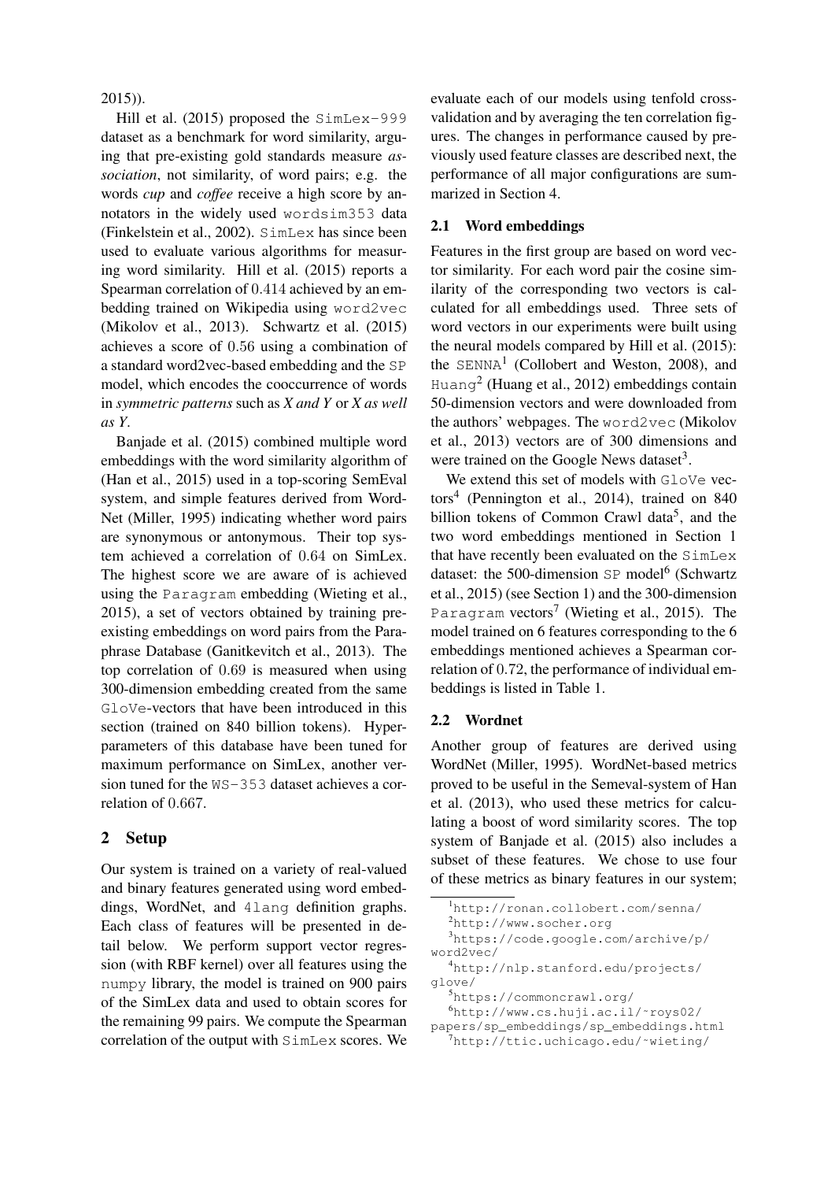2015)).

Hill et al. (2015) proposed the SimLex-999 dataset as a benchmark for word similarity, arguing that pre-existing gold standards measure *association*, not similarity, of word pairs; e.g. the words *cup* and *coffee* receive a high score by annotators in the widely used wordsim353 data (Finkelstein et al., 2002). SimLex has since been used to evaluate various algorithms for measuring word similarity. Hill et al. (2015) reports a Spearman correlation of 0.414 achieved by an embedding trained on Wikipedia using word2vec (Mikolov et al., 2013). Schwartz et al. (2015) achieves a score of 0.56 using a combination of a standard word2vec-based embedding and the SP model, which encodes the cooccurrence of words in *symmetric patterns* such as *X and Y* or *X as well as Y*.

Banjade et al. (2015) combined multiple word embeddings with the word similarity algorithm of (Han et al., 2015) used in a top-scoring SemEval system, and simple features derived from WordNet (Miller, 1995) indicating whether word pairs are synonymous or antonymous. Their top system achieved a correlation of 0.64 on SimLex. The highest score we are aware of is achieved using the Paragram embedding (Wieting et al., 2015), a set of vectors obtained by training pre-existing embeddings on word pairs from the Paraphrase Database (Ganitkevitch et al., 2013). The top correlation of 0.69 is measured when using 300-dimension embedding created from the same GloVe-vectors that have been introduced in this section (trained on 840 billion tokens). Hyperparameters of this database have been tuned for maximum performance on SimLex, another version tuned for the WS-353 dataset achieves a correlation of 0.667.

## 2 Setup

Our system is trained on a variety of real-valued and binary features generated using word embeddings, WordNet, and 4lang definition graphs. Each class of features will be presented in detail below. We perform support vector regression (with RBF kernel) over all features using the numpy library, the model is trained on 900 pairs of the SimLex data and used to obtain scores for the remaining 99 pairs. We compute the Spearman correlation of the output with SimLex scores. We evaluate each of our models using tenfold cross-validation and by averaging the ten correlation figures. The changes in performance caused by previously used feature classes are described next, the performance of all major configurations are summarized in Section 4.

### 2.1 Word embeddings

Features in the first group are based on word vector similarity. For each word pair the cosine similarity of the corresponding two vectors is calculated for all embeddings used. Three sets of word vectors in our experiments were built using the neural models compared by Hill et al. (2015): the SENNA[1] (Collobert and Weston, 2008), and Huang[2] (Huang et al., 2012) embeddings contain 50-dimension vectors and were downloaded from the authors' webpages. The word2vec (Mikolov et al., 2013) vectors are of 300 dimensions and were trained on the Google News dataset[3].

We extend this set of models with GloVe vectors[4] (Pennington et al., 2014), trained on 840 billion tokens of Common Crawl data[5], and the two word embeddings mentioned in Section 1 that have recently been evaluated on the SimLex dataset: the 500-dimension SP model[6] (Schwartz et al., 2015) (see Section 1) and the 300-dimension Paragram vectors[7] (Wieting et al., 2015). The model trained on 6 features corresponding to the 6 embeddings mentioned achieves a Spearman correlation of 0.72, the performance of individual embeddings is listed in Table 1.

### 2.2 Wordnet

Another group of features are derived using WordNet (Miller, 1995). WordNet-based metrics proved to be useful in the Semeval-system of Han et al. (2013), who used these metrics for calculating a boost of word similarity scores. The top system of Banjade et al. (2015) also includes a subset of these features. We chose to use four of these metrics as binary features in our system;

---

[1] http://ronan.collobert.com/senna/

[2] http://www.socher.org

[3] https://code.google.com/archive/p/word2vec/

[4] http://nlp.stanford.edu/projects/glove/

[5] https://commoncrawl.org/

[6] http://www.cs.huji.ac.il/~roys02/papers/sp_embeddings/sp_embeddings.html

[7] http://ttic.uchicago.edu/~wieting/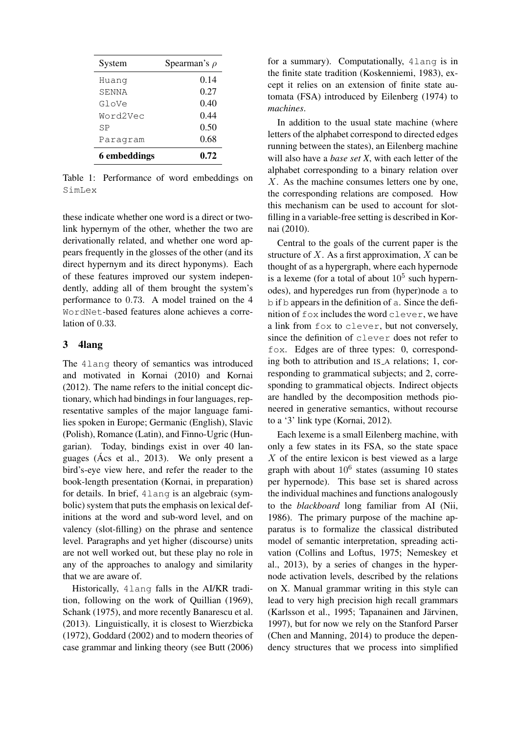| System | Spearman's $\rho$ |
| --- | --- |
| Huang | 0.14 |
| SENNA | 0.27 |
| GloVe | 0.40 |
| Word2Vec | 0.44 |
| SP | 0.50 |
| Paragram | 0.68 |
| **6 embeddings** | **0.72** |

Table 1: Performance of word embeddings on SimLex

these indicate whether one word is a direct or two-link hypernym of the other, whether the two are derivationally related, and whether one word appears frequently in the glosses of the other (and its direct hypernym and its direct hyponyms). Each of these features improved our system independently, adding all of them brought the system's performance to 0.73. A model trained on the 4 WordNet-based features alone achieves a correlation of 0.33.

## 3 4lang

The 4lang theory of semantics was introduced and motivated in Kornai (2010) and Kornai (2012). The name refers to the initial concept dictionary, which had bindings in four languages, representative samples of the major language families spoken in Europe; Germanic (English), Slavic (Polish), Romance (Latin), and Finno-Ugric (Hungarian). Today, bindings exist in over 40 languages (Ács et al., 2013). We only present a bird's-eye view here, and refer the reader to the book-length presentation (Kornai, in preparation) for details. In brief, 4lang is an algebraic (symbolic) system that puts the emphasis on lexical definitions at the word and sub-word level, and on valency (slot-filling) on the phrase and sentence level. Paragraphs and yet higher (discourse) units are not well worked out, but these play no role in any of the approaches to analogy and similarity that we are aware of.

Historically, 4lang falls in the AI/KR tradition, following on the work of Quillian (1969), Schank (1975), and more recently Banarescu et al. (2013). Linguistically, it is closest to Wierzbicka (1972), Goddard (2002) and to modern theories of case grammar and linking theory (see Butt (2006) for a summary). Computationally, 4lang is in the finite state tradition (Koskenniemi, 1983), except it relies on an extension of finite state automata (FSA) introduced by Eilenberg (1974) to *machines*.

In addition to the usual state machine (where letters of the alphabet correspond to directed edges running between the states), an Eilenberg machine will also have a *base set X*, with each letter of the alphabet corresponding to a binary relation over $X$. As the machine consumes letters one by one, the corresponding relations are composed. How this mechanism can be used to account for slot-filling in a variable-free setting is described in Kornai (2010).

Central to the goals of the current paper is the structure of $X$. As a first approximation, $X$ can be thought of as a hypergraph, where each hypernode is a lexeme (for a total of about $10^5$ such hypernodes), and hyperedges run from (hyper)node a to b if b appears in the definition of a. Since the definition of fox includes the word clever, we have a link from fox to clever, but not conversely, since the definition of clever does not refer to fox. Edges are of three types: 0, corresponding both to attribution and IS_A relations; 1, corresponding to grammatical subjects; and 2, corresponding to grammatical objects. Indirect objects are handled by the decomposition methods pioneered in generative semantics, without recourse to a '3' link type (Kornai, 2012).

Each lexeme is a small Eilenberg machine, with only a few states in its FSA, so the state space $X$ of the entire lexicon is best viewed as a large graph with about $10^6$ states (assuming 10 states per hypernode). This base set is shared across the individual machines and functions analogously to the *blackboard* long familiar from AI (Nii, 1986). The primary purpose of the machine apparatus is to formalize the classical distributed model of semantic interpretation, spreading activation (Collins and Loftus, 1975; Nemeskey et al., 2013), by a series of changes in the hypernode activation levels, described by the relations on X. Manual grammar writing in this style can lead to very high precision high recall grammars (Karlsson et al., 1995; Tapanainen and Järvinen, 1997), but for now we rely on the Stanford Parser (Chen and Manning, 2014) to produce the dependency structures that we process into simplified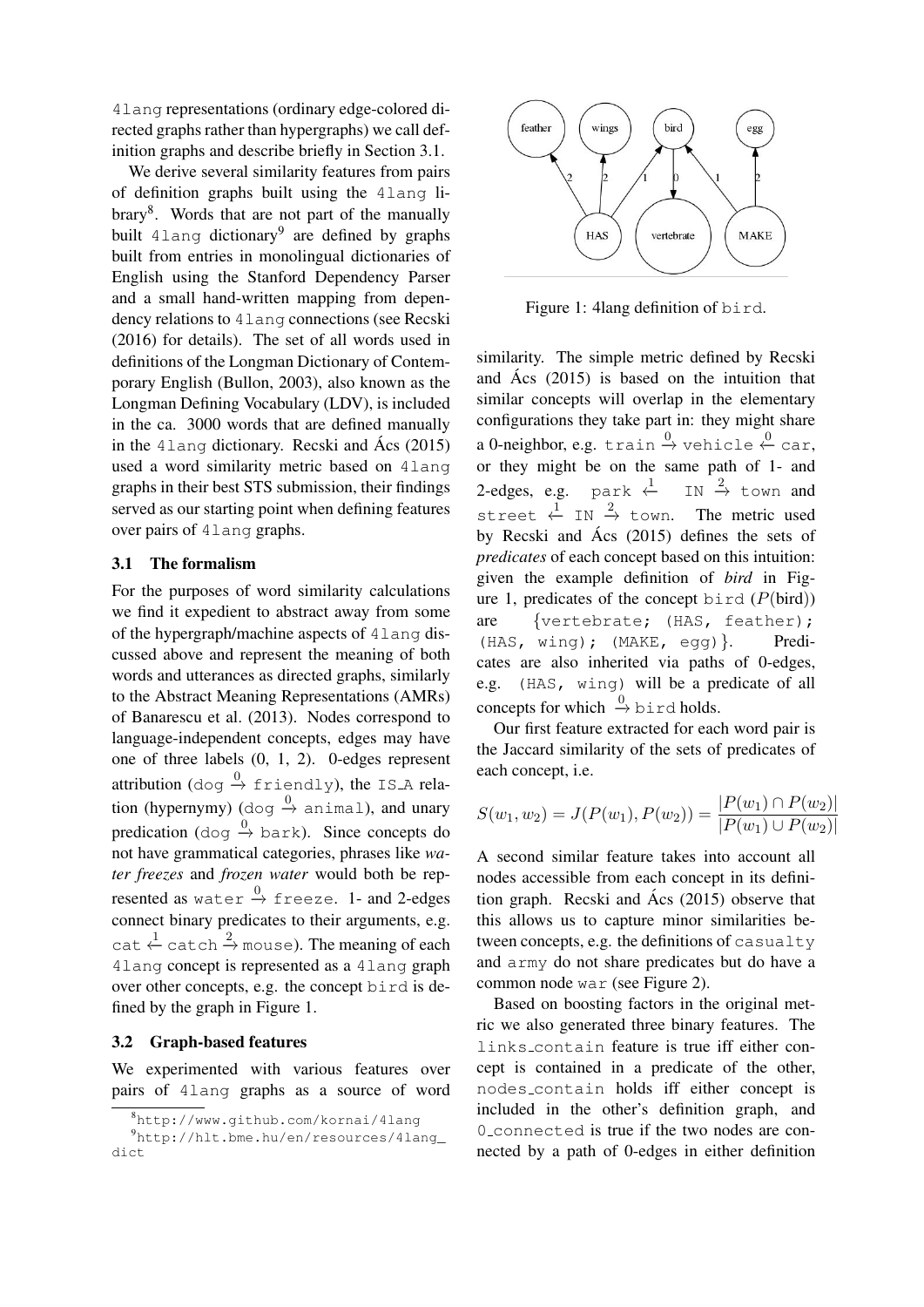4lang representations (ordinary edge-colored directed graphs rather than hypergraphs) we call definition graphs and describe briefly in Section 3.1.

We derive several similarity features from pairs of definition graphs built using the 4lang library[8]. Words that are not part of the manually built 4lang dictionary[9] are defined by graphs built from entries in monolingual dictionaries of English using the Stanford Dependency Parser and a small hand-written mapping from dependency relations to 4lang connections (see Recski (2016) for details). The set of all words used in definitions of the Longman Dictionary of Contemporary English (Bullon, 2003), also known as the Longman Defining Vocabulary (LDV), is included in the ca. 3000 words that are defined manually in the 4lang dictionary. Recski and Ács (2015) used a word similarity metric based on 4lang graphs in their best STS submission, their findings served as our starting point when defining features over pairs of 4lang graphs.

### 3.1 The formalism

For the purposes of word similarity calculations we find it expedient to abstract away from some of the hypergraph/machine aspects of 4lang discussed above and represent the meaning of both words and utterances as directed graphs, similarly to the Abstract Meaning Representations (AMRs) of Banarescu et al. (2013). Nodes correspond to language-independent concepts, edges may have one of three labels (0, 1, 2). 0-edges represent attribution (dog $\xrightarrow{0}$ friendly), the IS_A relation (hypernymy) (dog $\xrightarrow{0}$ animal), and unary predication (dog $\xrightarrow{0}$ bark). Since concepts do not have grammatical categories, phrases like *water freezes* and *frozen water* would both be represented as water $\xrightarrow{0}$ freeze. 1- and 2-edges connect binary predicates to their arguments, e.g. cat $\xleftarrow{1}$ catch $\xrightarrow{2}$ mouse). The meaning of each 4lang concept is represented as a 4lang graph over other concepts, e.g. the concept bird is defined by the graph in Figure 1.

### 3.2 Graph-based features

We experimented with various features over pairs of 4lang graphs as a source of word similarity. The simple metric defined by Recski and Ács (2015) is based on the intuition that similar concepts will overlap in the elementary configurations they take part in: they might share a 0-neighbor, e.g. train $\xrightarrow{0}$ vehicle $\xleftarrow{0}$ car, or they might be on the same path of 1- and 2-edges, e.g. park $\xleftarrow{1}$ IN $\xrightarrow{2}$ town and street $\xleftarrow{1}$ IN $\xrightarrow{2}$ town. The metric used by Recski and Ács (2015) defines the sets of *predicates* of each concept based on this intuition: given the example definition of *bird* in Figure 1, predicates of the concept bird ($P$(bird)) are {vertebrate; (HAS, feather); (HAS, wing); (MAKE, egg)}. Predicates are also inherited via paths of 0-edges, e.g. (HAS, wing) will be a predicate of all concepts for which $\xrightarrow{0}$ bird holds.

Figure 1: 4lang definition of bird.

Our first feature extracted for each word pair is the Jaccard similarity of the sets of predicates of each concept, i.e.

$$S(w_1, w_2) = J(P(w_1), P(w_2)) = \frac{|P(w_1) \cap P(w_2)|}{|P(w_1) \cup P(w_2)|}$$

A second similar feature takes into account all nodes accessible from each concept in its definition graph. Recski and Ács (2015) observe that this allows us to capture minor similarities between concepts, e.g. the definitions of casualty and army do not share predicates but do have a common node war (see Figure 2).

Based on boosting factors in the original metric we also generated three binary features. The links_contain feature is true iff either concept is contained in a predicate of the other, nodes_contain holds iff either concept is included in the other's definition graph, and 0_connected is true if the two nodes are connected by a path of 0-edges in either definition

[8] http://www.github.com/kornai/4lang

[9] http://hlt.bme.hu/en/resources/4lang_dict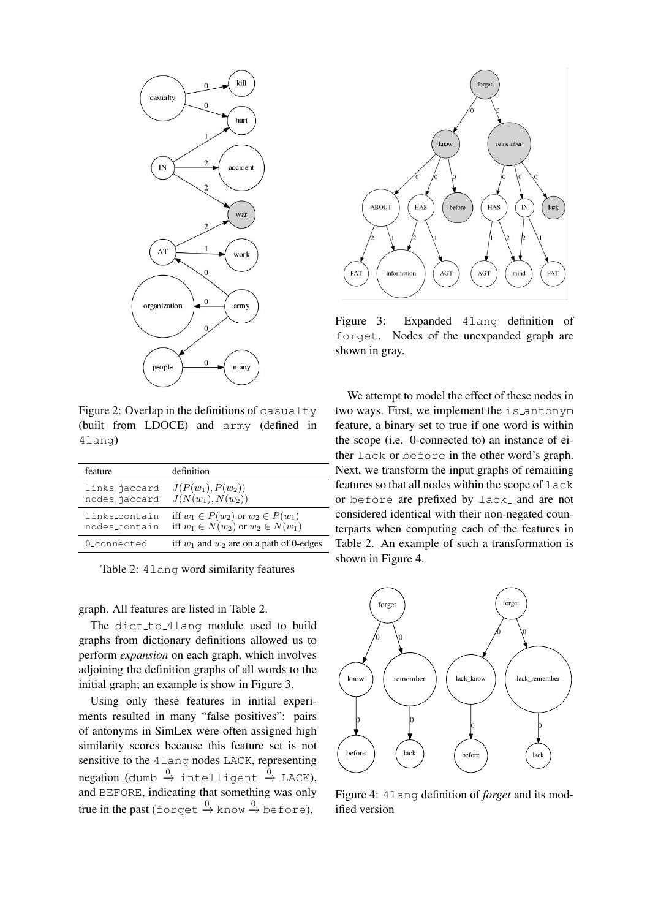Figure 2: Overlap in the definitions of casualty (built from LDOCE) and army (defined in 4lang)

| feature | definition |
|---|---|
| links_jaccard | $J(P(w_1), P(w_2))$ |
| nodes_jaccard | $J(N(w_1), N(w_2))$ |
| links_contain | iff $w_1 \in P(w_2)$ or $w_2 \in P(w_1)$ |
| nodes_contain | iff $w_1 \in N(w_2)$ or $w_2 \in N(w_1)$ |
| 0_connected | iff $w_1$ and $w_2$ are on a path of 0-edges |

Table 2: 4lang word similarity features

graph. All features are listed in Table 2.

The dict_to_4lang module used to build graphs from dictionary definitions allowed us to perform *expansion* on each graph, which involves adjoining the definition graphs of all words to the initial graph; an example is show in Figure 3.

Using only these features in initial experiments resulted in many "false positives": pairs of antonyms in SimLex were often assigned high similarity scores because this feature set is not sensitive to the 4lang nodes LACK, representing negation (dumb $\xrightarrow{0}$ intelligent $\xrightarrow{0}$ LACK), and BEFORE, indicating that something was only true in the past (forget $\xrightarrow{0}$ know $\xrightarrow{0}$ before),

Figure 3: Expanded 4lang definition of forget. Nodes of the unexpanded graph are shown in gray.

We attempt to model the effect of these nodes in two ways. First, we implement the is_antonym feature, a binary set to true if one word is within the scope (i.e. 0-connected to) an instance of either lack or before in the other word's graph. Next, we transform the input graphs of remaining features so that all nodes within the scope of lack or before are prefixed by lack_ and are not considered identical with their non-negated counterparts when computing each of the features in Table 2. An example of such a transformation is shown in Figure 4.

Figure 4: 4lang definition of *forget* and its modified version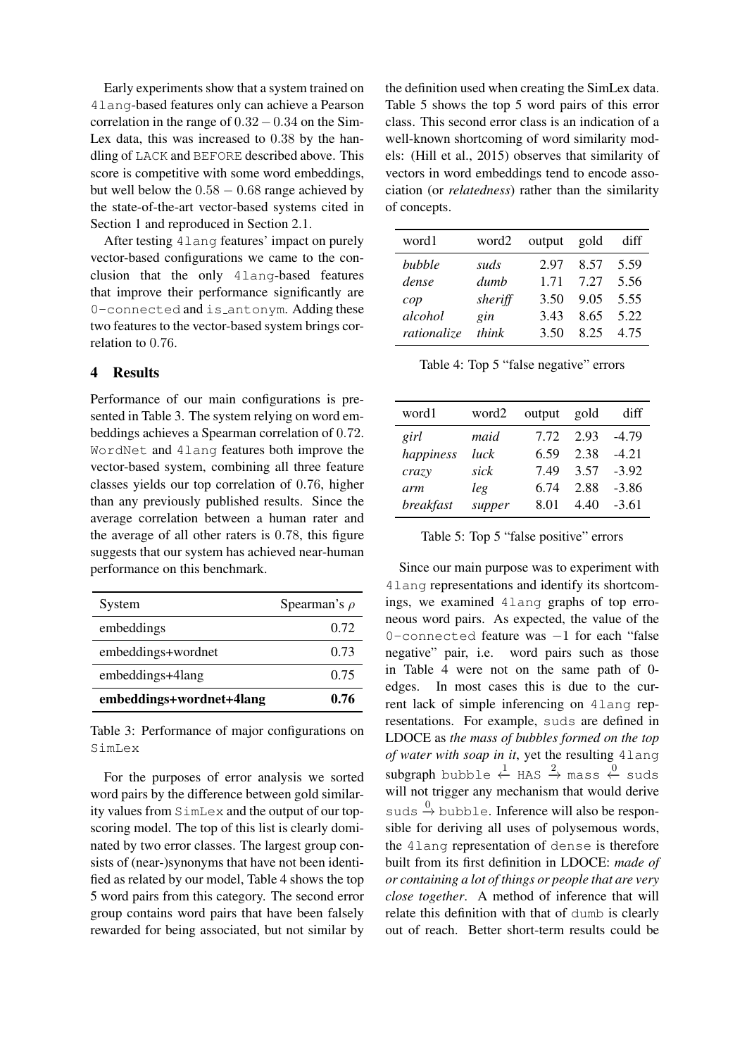Early experiments show that a system trained on `4lang`-based features only can achieve a Pearson correlation in the range of $0.32 - 0.34$ on the SimLex data, this was increased to $0.38$ by the handling of `LACK` and `BEFORE` described above. This score is competitive with some word embeddings, but well below the $0.58 - 0.68$ range achieved by the state-of-the-art vector-based systems cited in Section 1 and reproduced in Section 2.1.

After testing `4lang` features' impact on purely vector-based configurations we came to the conclusion that the only `4lang`-based features that improve their performance significantly are `0-connected` and `is_antonym`. Adding these two features to the vector-based system brings correlation to $0.76$.

## 4 Results

Performance of our main configurations is presented in Table 3. The system relying on word embeddings achieves a Spearman correlation of $0.72$. `WordNet` and `4lang` features both improve the vector-based system, combining all three feature classes yields our top correlation of $0.76$, higher than any previously published results. Since the average correlation between a human rater and the average of all other raters is $0.78$, this figure suggests that our system has achieved near-human performance on this benchmark.

| System | Spearman's $\rho$ |
|---|---|
| embeddings | 0.72 |
| embeddings+wordnet | 0.73 |
| embeddings+4lang | 0.75 |
| **embeddings+wordnet+4lang** | **0.76** |

Table 3: Performance of major configurations on `SimLex`

For the purposes of error analysis we sorted word pairs by the difference between gold similarity values from `SimLex` and the output of our top-scoring model. The top of this list is clearly dominated by two error classes. The largest group consists of (near-)synonyms that have not been identified as related by our model, Table 4 shows the top 5 word pairs from this category. The second error group contains word pairs that have been falsely rewarded for being associated, but not similar by the definition used when creating the SimLex data. Table 5 shows the top 5 word pairs of this error class. This second error class is an indication of a well-known shortcoming of word similarity models: (Hill et al., 2015) observes that similarity of vectors in word embeddings tend to encode association (or *relatedness*) rather than the similarity of concepts.

| word1 | word2 | output | gold | diff |
|---|---|---|---|---|
| *bubble* | *suds* | 2.97 | 8.57 | 5.59 |
| *dense* | *dumb* | 1.71 | 7.27 | 5.56 |
| *cop* | *sheriff* | 3.50 | 9.05 | 5.55 |
| *alcohol* | *gin* | 3.43 | 8.65 | 5.22 |
| *rationalize* | *think* | 3.50 | 8.25 | 4.75 |

Table 4: Top 5 "false negative" errors

| word1 | word2 | output | gold | diff |
|---|---|---|---|---|
| *girl* | *maid* | 7.72 | 2.93 | -4.79 |
| *happiness* | *luck* | 6.59 | 2.38 | -4.21 |
| *crazy* | *sick* | 7.49 | 3.57 | -3.92 |
| *arm* | *leg* | 6.74 | 2.88 | -3.86 |
| *breakfast* | *supper* | 8.01 | 4.40 | -3.61 |

Table 5: Top 5 "false positive" errors

Since our main purpose was to experiment with `4lang` representations and identify its shortcomings, we examined `4lang` graphs of top erroneous word pairs. As expected, the value of the `0-connected` feature was $-1$ for each "false negative" pair, i.e. word pairs such as those in Table 4 were not on the same path of 0-edges. In most cases this is due to the current lack of simple inferencing on `4lang` representations. For example, `suds` are defined in LDOCE as *the mass of bubbles formed on the top of water with soap in it*, yet the resulting `4lang` subgraph `bubble` $\xleftarrow{1}$ `HAS` $\xrightarrow{2}$ `mass` $\xleftarrow{0}$ `suds` will not trigger any mechanism that would derive `suds` $\xrightarrow{0}$ `bubble`. Inference will also be responsible for deriving all uses of polysemous words, the `4lang` representation of `dense` is therefore built from its first definition in LDOCE: *made of or containing a lot of things or people that are very close together*. A method of inference that will relate this definition with that of `dumb` is clearly out of reach. Better short-term results could be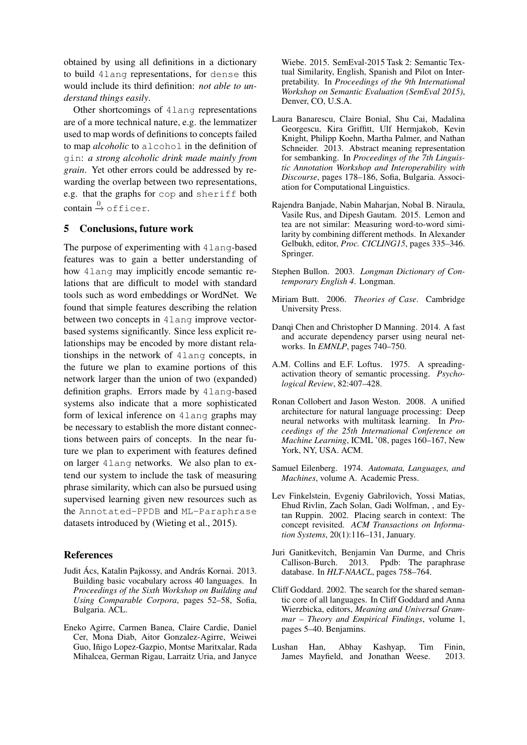obtained by using all definitions in a dictionary to build 4lang representations, for dense this would include its third definition: *not able to understand things easily*.

Other shortcomings of 4lang representations are of a more technical nature, e.g. the lemmatizer used to map words of definitions to concepts failed to map *alcoholic* to alcohol in the definition of gin: *a strong alcoholic drink made mainly from grain*. Yet other errors could be addressed by rewarding the overlap between two representations, e.g. that the graphs for cop and sheriff both contain $\xrightarrow{0}$ officer.

## 5 Conclusions, future work

The purpose of experimenting with 4lang-based features was to gain a better understanding of how 4lang may implicitly encode semantic relations that are difficult to model with standard tools such as word embeddings or WordNet. We found that simple features describing the relation between two concepts in 4lang improve vector-based systems significantly. Since less explicit relationships may be encoded by more distant relationships in the network of 4lang concepts, in the future we plan to examine portions of this network larger than the union of two (expanded) definition graphs. Errors made by 4lang-based systems also indicate that a more sophisticated form of lexical inference on 4lang graphs may be necessary to establish the more distant connections between pairs of concepts. In the near future we plan to experiment with features defined on larger 4lang networks. We also plan to extend our system to include the task of measuring phrase similarity, which can also be pursued using supervised learning given new resources such as the Annotated-PPDB and ML-Paraphrase datasets introduced by (Wieting et al., 2015).

## References

Judit Ács, Katalin Pajkossy, and András Kornai. 2013. Building basic vocabulary across 40 languages. In *Proceedings of the Sixth Workshop on Building and Using Comparable Corpora*, pages 52–58, Sofia, Bulgaria. ACL.

Eneko Agirre, Carmen Banea, Claire Cardie, Daniel Cer, Mona Diab, Aitor Gonzalez-Agirre, Weiwei Guo, Iñigo Lopez-Gazpio, Montse Maritxalar, Rada Mihalcea, German Rigau, Larraitz Uria, and Janyce Wiebe. 2015. SemEval-2015 Task 2: Semantic Textual Similarity, English, Spanish and Pilot on Interpretability. In *Proceedings of the 9th International Workshop on Semantic Evaluation (SemEval 2015)*, Denver, CO, U.S.A.

Laura Banarescu, Claire Bonial, Shu Cai, Madalina Georgescu, Kira Griffitt, Ulf Hermjakob, Kevin Knight, Philipp Koehn, Martha Palmer, and Nathan Schneider. 2013. Abstract meaning representation for sembanking. In *Proceedings of the 7th Linguistic Annotation Workshop and Interoperability with Discourse*, pages 178–186, Sofia, Bulgaria. Association for Computational Linguistics.

Rajendra Banjade, Nabin Maharjan, Nobal B. Niraula, Vasile Rus, and Dipesh Gautam. 2015. Lemon and tea are not similar: Measuring word-to-word similarity by combining different methods. In Alexander Gelbukh, editor, *Proc. CICLING15*, pages 335–346. Springer.

Stephen Bullon. 2003. *Longman Dictionary of Contemporary English 4*. Longman.

Miriam Butt. 2006. *Theories of Case*. Cambridge University Press.

Danqi Chen and Christopher D Manning. 2014. A fast and accurate dependency parser using neural networks. In *EMNLP*, pages 740–750.

A.M. Collins and E.F. Loftus. 1975. A spreading-activation theory of semantic processing. *Psychological Review*, 82:407–428.

Ronan Collobert and Jason Weston. 2008. A unified architecture for natural language processing: Deep neural networks with multitask learning. In *Proceedings of the 25th International Conference on Machine Learning*, ICML '08, pages 160–167, New York, NY, USA. ACM.

Samuel Eilenberg. 1974. *Automata, Languages, and Machines*, volume A. Academic Press.

Lev Finkelstein, Evgeniy Gabrilovich, Yossi Matias, Ehud Rivlin, Zach Solan, Gadi Wolfman, , and Eytan Ruppin. 2002. Placing search in context: The concept revisited. *ACM Transactions on Information Systems*, 20(1):116–131, January.

Juri Ganitkevitch, Benjamin Van Durme, and Chris Callison-Burch. 2013. Ppdb: The paraphrase database. In *HLT-NAACL*, pages 758–764.

Cliff Goddard. 2002. The search for the shared semantic core of all languages. In Cliff Goddard and Anna Wierzbicka, editors, *Meaning and Universal Grammar – Theory and Empirical Findings*, volume 1, pages 5–40. Benjamins.

Lushan Han, Abhay Kashyap, Tim Finin, James Mayfield, and Jonathan Weese. 2013.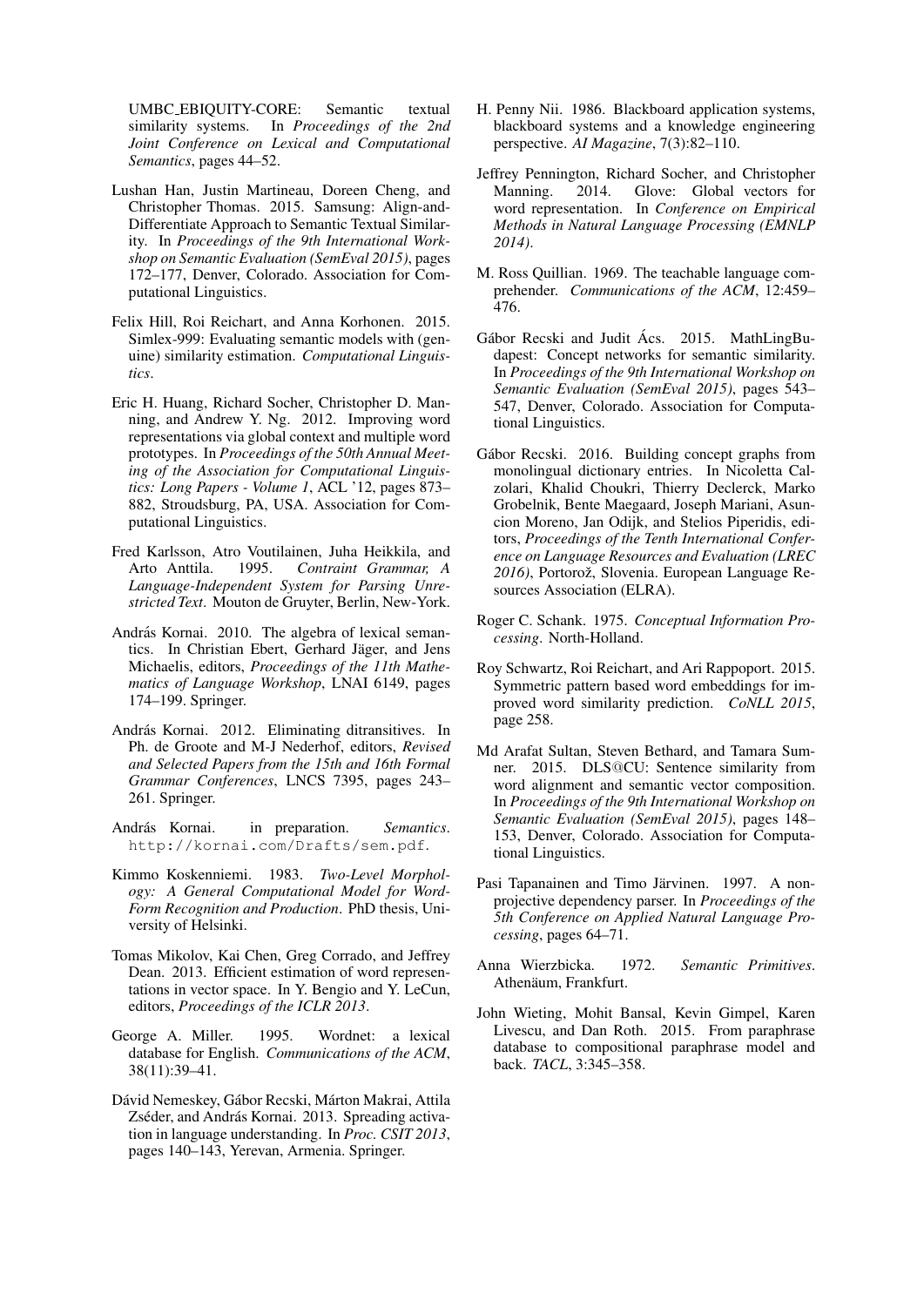UMBC_EBIQUITY-CORE: Semantic textual similarity systems. In *Proceedings of the 2nd Joint Conference on Lexical and Computational Semantics*, pages 44–52.

Lushan Han, Justin Martineau, Doreen Cheng, and Christopher Thomas. 2015. Samsung: Align-and-Differentiate Approach to Semantic Textual Similarity. In *Proceedings of the 9th International Workshop on Semantic Evaluation (SemEval 2015)*, pages 172–177, Denver, Colorado. Association for Computational Linguistics.

Felix Hill, Roi Reichart, and Anna Korhonen. 2015. Simlex-999: Evaluating semantic models with (genuine) similarity estimation. *Computational Linguistics*.

Eric H. Huang, Richard Socher, Christopher D. Manning, and Andrew Y. Ng. 2012. Improving word representations via global context and multiple word prototypes. In *Proceedings of the 50th Annual Meeting of the Association for Computational Linguistics: Long Papers - Volume 1*, ACL '12, pages 873–882, Stroudsburg, PA, USA. Association for Computational Linguistics.

Fred Karlsson, Atro Voutilainen, Juha Heikkila, and Arto Anttila. 1995. *Contraint Grammar, A Language-Independent System for Parsing Unrestricted Text*. Mouton de Gruyter, Berlin, New-York.

András Kornai. 2010. The algebra of lexical semantics. In Christian Ebert, Gerhard Jäger, and Jens Michaelis, editors, *Proceedings of the 11th Mathematics of Language Workshop*, LNAI 6149, pages 174–199. Springer.

András Kornai. 2012. Eliminating ditransitives. In Ph. de Groote and M-J Nederhof, editors, *Revised and Selected Papers from the 15th and 16th Formal Grammar Conferences*, LNCS 7395, pages 243–261. Springer.

András Kornai. in preparation. *Semantics*. http://kornai.com/Drafts/sem.pdf.

Kimmo Koskenniemi. 1983. *Two-Level Morphology: A General Computational Model for Word-Form Recognition and Production*. PhD thesis, University of Helsinki.

Tomas Mikolov, Kai Chen, Greg Corrado, and Jeffrey Dean. 2013. Efficient estimation of word representations in vector space. In Y. Bengio and Y. LeCun, editors, *Proceedings of the ICLR 2013*.

George A. Miller. 1995. Wordnet: a lexical database for English. *Communications of the ACM*, 38(11):39–41.

Dávid Nemeskey, Gábor Recski, Márton Makrai, Attila Zséder, and András Kornai. 2013. Spreading activation in language understanding. In *Proc. CSIT 2013*, pages 140–143, Yerevan, Armenia. Springer.

H. Penny Nii. 1986. Blackboard application systems, blackboard systems and a knowledge engineering perspective. *AI Magazine*, 7(3):82–110.

Jeffrey Pennington, Richard Socher, and Christopher Manning. 2014. Glove: Global vectors for word representation. In *Conference on Empirical Methods in Natural Language Processing (EMNLP 2014)*.

M. Ross Quillian. 1969. The teachable language comprehender. *Communications of the ACM*, 12:459–476.

Gábor Recski and Judit Ács. 2015. MathLingBudapest: Concept networks for semantic similarity. In *Proceedings of the 9th International Workshop on Semantic Evaluation (SemEval 2015)*, pages 543–547, Denver, Colorado. Association for Computational Linguistics.

Gábor Recski. 2016. Building concept graphs from monolingual dictionary entries. In Nicoletta Calzolari, Khalid Choukri, Thierry Declerck, Marko Grobelnik, Bente Maegaard, Joseph Mariani, Asuncion Moreno, Jan Odijk, and Stelios Piperidis, editors, *Proceedings of the Tenth International Conference on Language Resources and Evaluation (LREC 2016)*, Portorož, Slovenia. European Language Resources Association (ELRA).

Roger C. Schank. 1975. *Conceptual Information Processing*. North-Holland.

Roy Schwartz, Roi Reichart, and Ari Rappoport. 2015. Symmetric pattern based word embeddings for improved word similarity prediction. *CoNLL 2015*, page 258.

Md Arafat Sultan, Steven Bethard, and Tamara Sumner. 2015. DLS@CU: Sentence similarity from word alignment and semantic vector composition. In *Proceedings of the 9th International Workshop on Semantic Evaluation (SemEval 2015)*, pages 148–153, Denver, Colorado. Association for Computational Linguistics.

Pasi Tapanainen and Timo Järvinen. 1997. A non-projective dependency parser. In *Proceedings of the 5th Conference on Applied Natural Language Processing*, pages 64–71.

Anna Wierzbicka. 1972. *Semantic Primitives*. Athenäum, Frankfurt.

John Wieting, Mohit Bansal, Kevin Gimpel, Karen Livescu, and Dan Roth. 2015. From paraphrase database to compositional paraphrase model and back. *TACL*, 3:345–358.